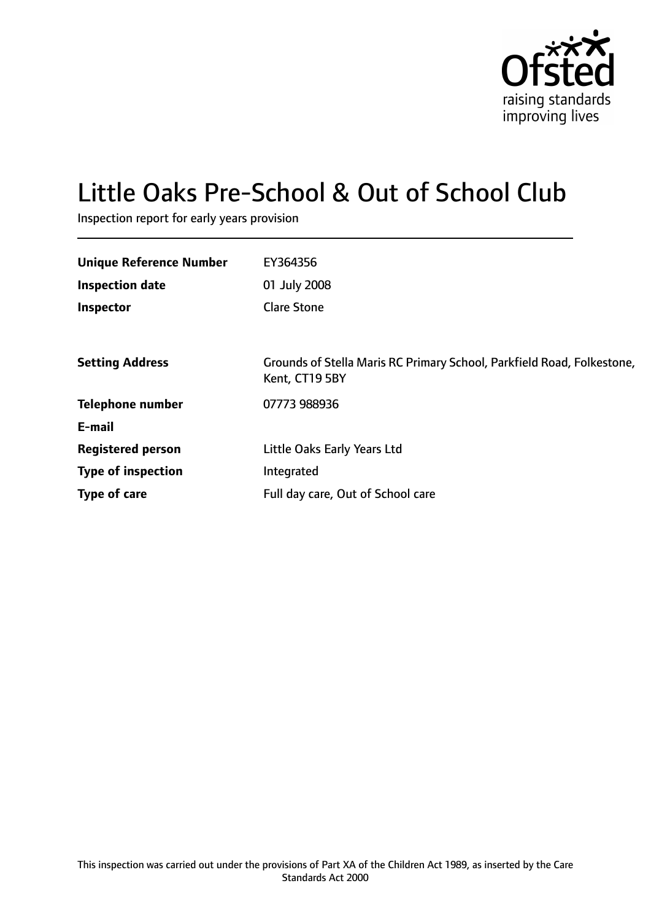Ofsted
raising standards
improving lives

# Little Oaks Pre-School & Out of School Club

Inspection report for early years provision

| | |
|---|---|
| **Unique Reference Number** | EY364356 |
| **Inspection date** | 01 July 2008 |
| **Inspector** | Clare Stone |

| | |
|---|---|
| **Setting Address** | Grounds of Stella Maris RC Primary School, Parkfield Road, Folkestone, Kent, CT19 5BY |
| **Telephone number** | 07773 988936 |
| **E-mail** | |
| **Registered person** | Little Oaks Early Years Ltd |
| **Type of inspection** | Integrated |
| **Type of care** | Full day care, Out of School care |

This inspection was carried out under the provisions of Part XA of the Children Act 1989, as inserted by the Care Standards Act 2000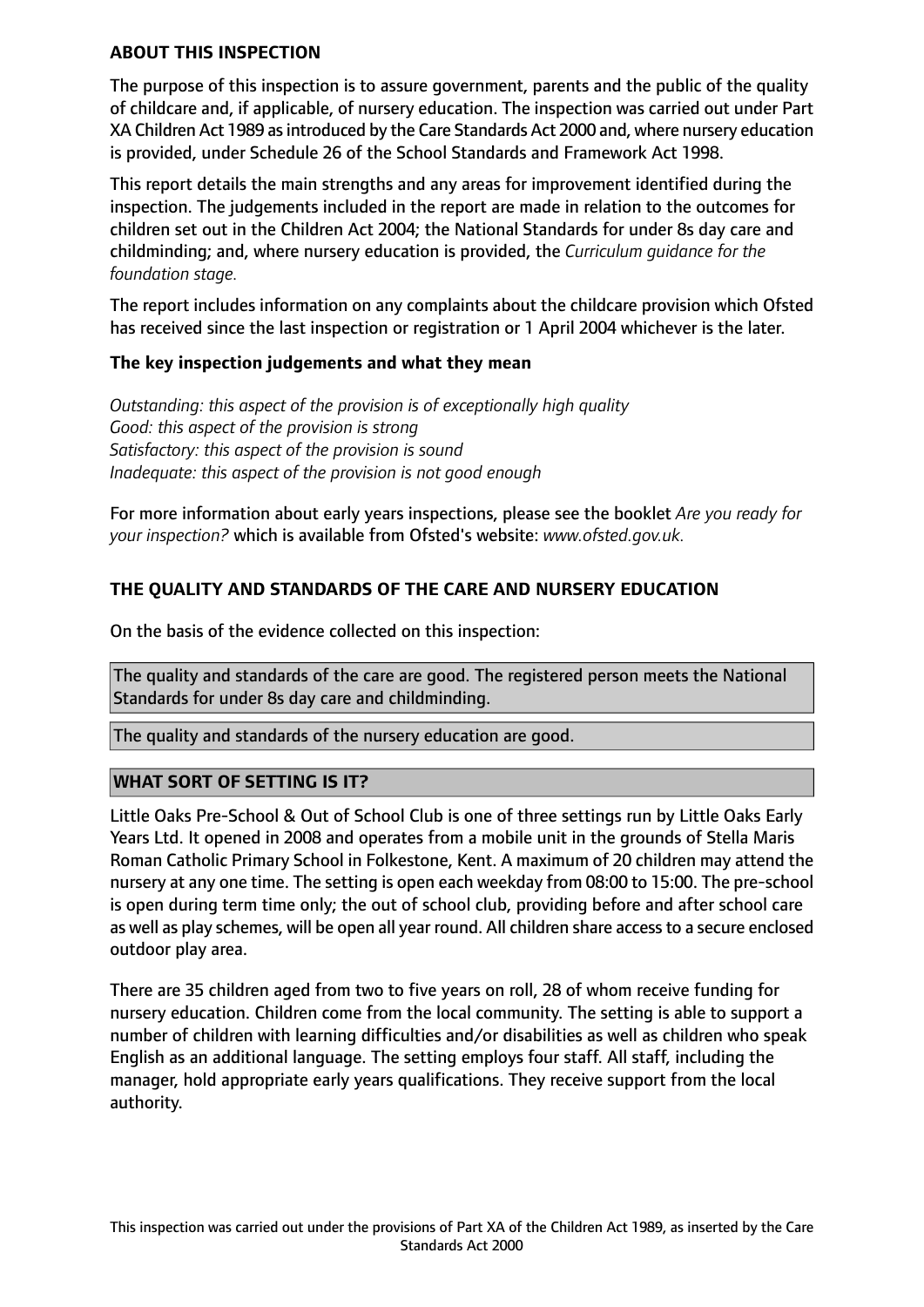## ABOUT THIS INSPECTION

The purpose of this inspection is to assure government, parents and the public of the quality of childcare and, if applicable, of nursery education. The inspection was carried out under Part XA Children Act 1989 as introduced by the Care Standards Act 2000 and, where nursery education is provided, under Schedule 26 of the School Standards and Framework Act 1998.

This report details the main strengths and any areas for improvement identified during the inspection. The judgements included in the report are made in relation to the outcomes for children set out in the Children Act 2004; the National Standards for under 8s day care and childminding; and, where nursery education is provided, the *Curriculum guidance for the foundation stage.*

The report includes information on any complaints about the childcare provision which Ofsted has received since the last inspection or registration or 1 April 2004 whichever is the later.

### The key inspection judgements and what they mean

*Outstanding: this aspect of the provision is of exceptionally high quality*
*Good: this aspect of the provision is strong*
*Satisfactory: this aspect of the provision is sound*
*Inadequate: this aspect of the provision is not good enough*

For more information about early years inspections, please see the booklet *Are you ready for your inspection?* which is available from Ofsted's website: *www.ofsted.gov.uk.*

## THE QUALITY AND STANDARDS OF THE CARE AND NURSERY EDUCATION

On the basis of the evidence collected on this inspection:

The quality and standards of the care are good. The registered person meets the National Standards for under 8s day care and childminding.

The quality and standards of the nursery education are good.

## WHAT SORT OF SETTING IS IT?

Little Oaks Pre-School & Out of School Club is one of three settings run by Little Oaks Early Years Ltd. It opened in 2008 and operates from a mobile unit in the grounds of Stella Maris Roman Catholic Primary School in Folkestone, Kent. A maximum of 20 children may attend the nursery at any one time. The setting is open each weekday from 08:00 to 15:00. The pre-school is open during term time only; the out of school club, providing before and after school care as well as play schemes, will be open all year round. All children share access to a secure enclosed outdoor play area.

There are 35 children aged from two to five years on roll, 28 of whom receive funding for nursery education. Children come from the local community. The setting is able to support a number of children with learning difficulties and/or disabilities as well as children who speak English as an additional language. The setting employs four staff. All staff, including the manager, hold appropriate early years qualifications. They receive support from the local authority.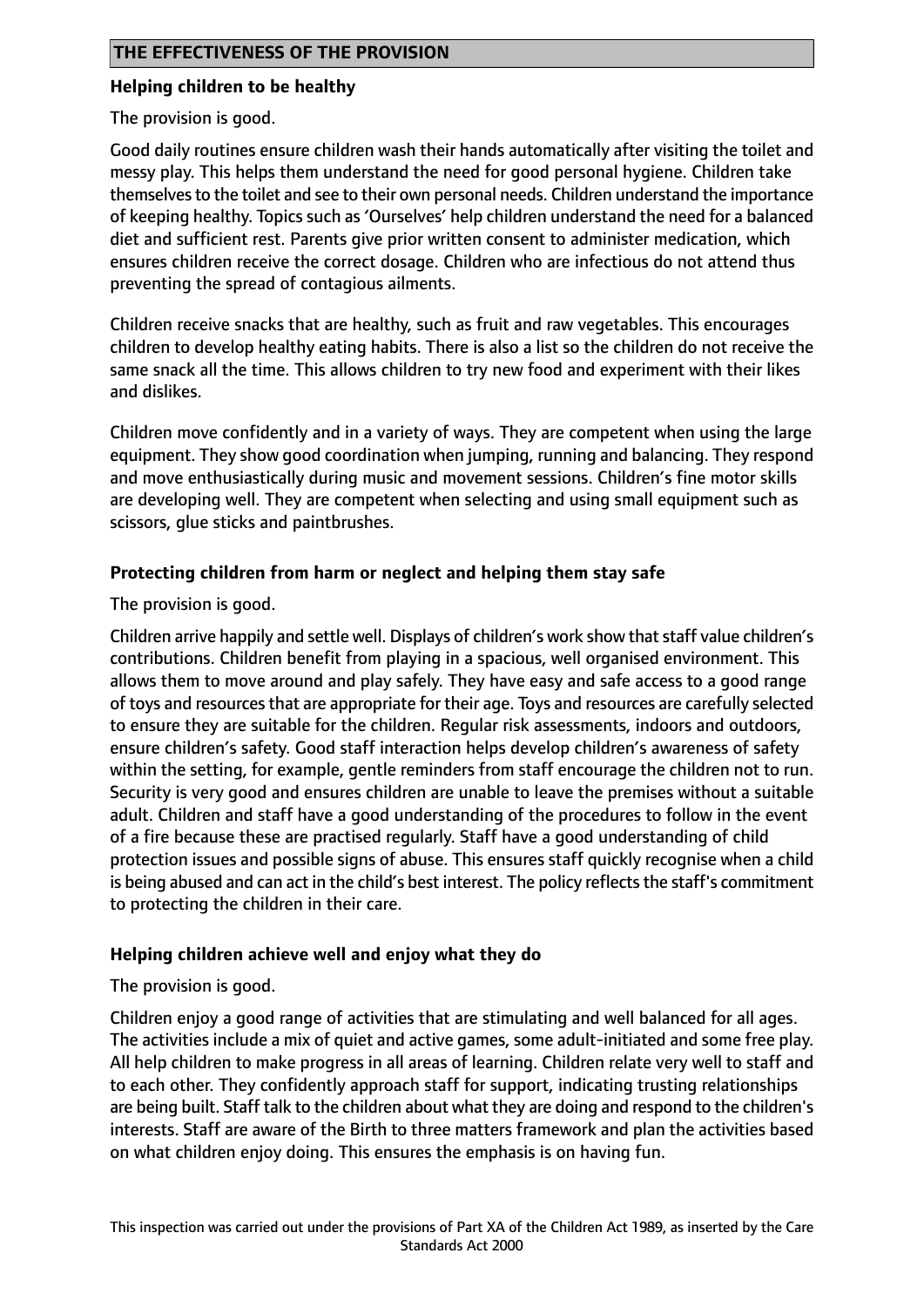## THE EFFECTIVENESS OF THE PROVISION

### Helping children to be healthy

The provision is good.

Good daily routines ensure children wash their hands automatically after visiting the toilet and messy play. This helps them understand the need for good personal hygiene. Children take themselves to the toilet and see to their own personal needs. Children understand the importance of keeping healthy. Topics such as 'Ourselves' help children understand the need for a balanced diet and sufficient rest. Parents give prior written consent to administer medication, which ensures children receive the correct dosage. Children who are infectious do not attend thus preventing the spread of contagious ailments.

Children receive snacks that are healthy, such as fruit and raw vegetables. This encourages children to develop healthy eating habits. There is also a list so the children do not receive the same snack all the time. This allows children to try new food and experiment with their likes and dislikes.

Children move confidently and in a variety of ways. They are competent when using the large equipment. They show good coordination when jumping, running and balancing. They respond and move enthusiastically during music and movement sessions. Children's fine motor skills are developing well. They are competent when selecting and using small equipment such as scissors, glue sticks and paintbrushes.

### Protecting children from harm or neglect and helping them stay safe

The provision is good.

Children arrive happily and settle well. Displays of children's work show that staff value children's contributions. Children benefit from playing in a spacious, well organised environment. This allows them to move around and play safely. They have easy and safe access to a good range of toys and resources that are appropriate for their age. Toys and resources are carefully selected to ensure they are suitable for the children. Regular risk assessments, indoors and outdoors, ensure children's safety. Good staff interaction helps develop children's awareness of safety within the setting, for example, gentle reminders from staff encourage the children not to run. Security is very good and ensures children are unable to leave the premises without a suitable adult. Children and staff have a good understanding of the procedures to follow in the event of a fire because these are practised regularly. Staff have a good understanding of child protection issues and possible signs of abuse. This ensures staff quickly recognise when a child is being abused and can act in the child's best interest. The policy reflects the staff's commitment to protecting the children in their care.

### Helping children achieve well and enjoy what they do

The provision is good.

Children enjoy a good range of activities that are stimulating and well balanced for all ages. The activities include a mix of quiet and active games, some adult-initiated and some free play. All help children to make progress in all areas of learning. Children relate very well to staff and to each other. They confidently approach staff for support, indicating trusting relationships are being built. Staff talk to the children about what they are doing and respond to the children's interests. Staff are aware of the Birth to three matters framework and plan the activities based on what children enjoy doing. This ensures the emphasis is on having fun.

This inspection was carried out under the provisions of Part XA of the Children Act 1989, as inserted by the Care Standards Act 2000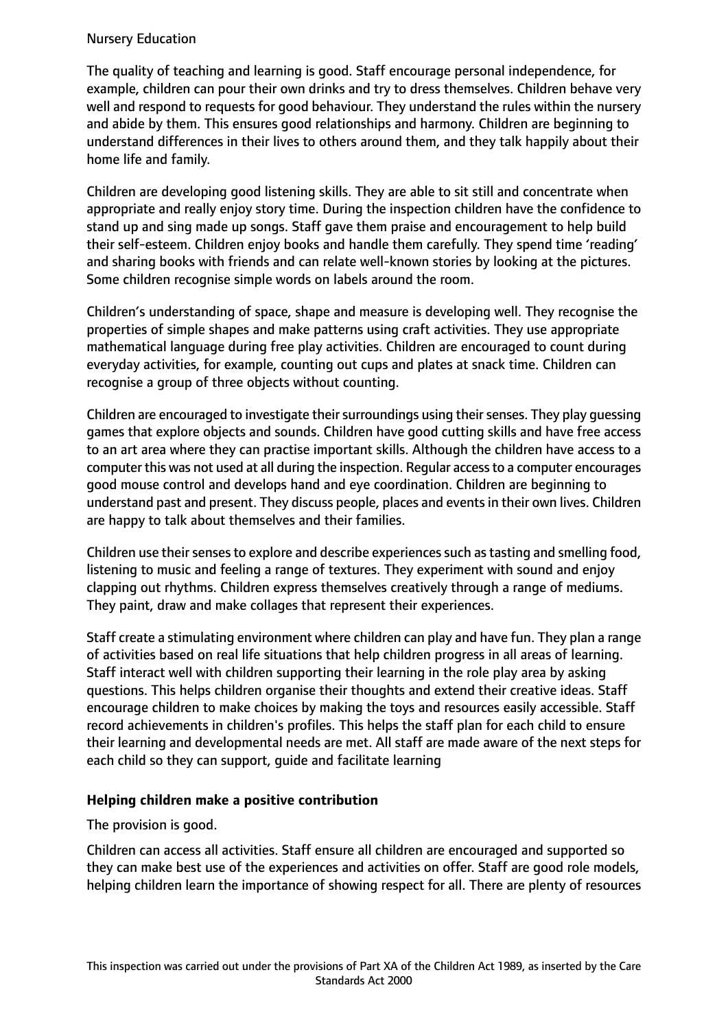Nursery Education

The quality of teaching and learning is good. Staff encourage personal independence, for example, children can pour their own drinks and try to dress themselves. Children behave very well and respond to requests for good behaviour. They understand the rules within the nursery and abide by them. This ensures good relationships and harmony. Children are beginning to understand differences in their lives to others around them, and they talk happily about their home life and family.

Children are developing good listening skills. They are able to sit still and concentrate when appropriate and really enjoy story time. During the inspection children have the confidence to stand up and sing made up songs. Staff gave them praise and encouragement to help build their self-esteem. Children enjoy books and handle them carefully. They spend time 'reading' and sharing books with friends and can relate well-known stories by looking at the pictures. Some children recognise simple words on labels around the room.

Children's understanding of space, shape and measure is developing well. They recognise the properties of simple shapes and make patterns using craft activities. They use appropriate mathematical language during free play activities. Children are encouraged to count during everyday activities, for example, counting out cups and plates at snack time. Children can recognise a group of three objects without counting.

Children are encouraged to investigate their surroundings using their senses. They play guessing games that explore objects and sounds. Children have good cutting skills and have free access to an art area where they can practise important skills. Although the children have access to a computer this was not used at all during the inspection. Regular access to a computer encourages good mouse control and develops hand and eye coordination. Children are beginning to understand past and present. They discuss people, places and events in their own lives. Children are happy to talk about themselves and their families.

Children use their senses to explore and describe experiences such as tasting and smelling food, listening to music and feeling a range of textures. They experiment with sound and enjoy clapping out rhythms. Children express themselves creatively through a range of mediums. They paint, draw and make collages that represent their experiences.

Staff create a stimulating environment where children can play and have fun. They plan a range of activities based on real life situations that help children progress in all areas of learning. Staff interact well with children supporting their learning in the role play area by asking questions. This helps children organise their thoughts and extend their creative ideas. Staff encourage children to make choices by making the toys and resources easily accessible. Staff record achievements in children's profiles. This helps the staff plan for each child to ensure their learning and developmental needs are met. All staff are made aware of the next steps for each child so they can support, guide and facilitate learning

**Helping children make a positive contribution**

The provision is good.

Children can access all activities. Staff ensure all children are encouraged and supported so they can make best use of the experiences and activities on offer. Staff are good role models, helping children learn the importance of showing respect for all. There are plenty of resources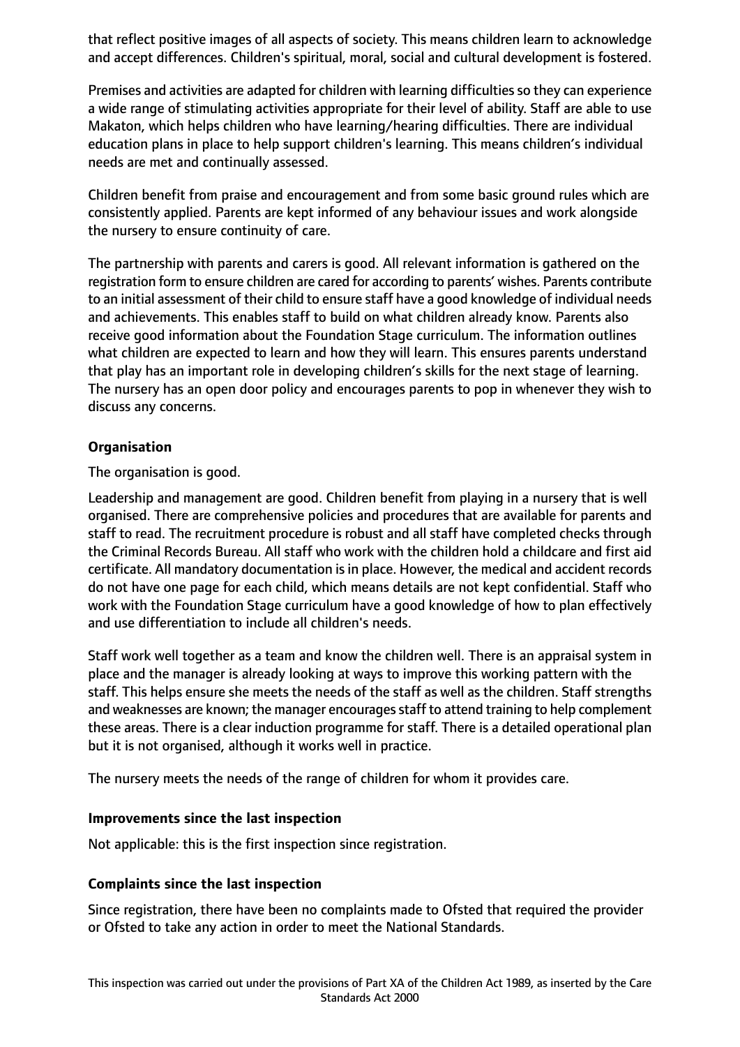that reflect positive images of all aspects of society. This means children learn to acknowledge and accept differences. Children's spiritual, moral, social and cultural development is fostered.

Premises and activities are adapted for children with learning difficulties so they can experience a wide range of stimulating activities appropriate for their level of ability. Staff are able to use Makaton, which helps children who have learning/hearing difficulties. There are individual education plans in place to help support children's learning. This means children's individual needs are met and continually assessed.

Children benefit from praise and encouragement and from some basic ground rules which are consistently applied. Parents are kept informed of any behaviour issues and work alongside the nursery to ensure continuity of care.

The partnership with parents and carers is good. All relevant information is gathered on the registration form to ensure children are cared for according to parents' wishes. Parents contribute to an initial assessment of their child to ensure staff have a good knowledge of individual needs and achievements. This enables staff to build on what children already know. Parents also receive good information about the Foundation Stage curriculum. The information outlines what children are expected to learn and how they will learn. This ensures parents understand that play has an important role in developing children's skills for the next stage of learning. The nursery has an open door policy and encourages parents to pop in whenever they wish to discuss any concerns.

**Organisation**

The organisation is good.

Leadership and management are good. Children benefit from playing in a nursery that is well organised. There are comprehensive policies and procedures that are available for parents and staff to read. The recruitment procedure is robust and all staff have completed checks through the Criminal Records Bureau. All staff who work with the children hold a childcare and first aid certificate. All mandatory documentation is in place. However, the medical and accident records do not have one page for each child, which means details are not kept confidential. Staff who work with the Foundation Stage curriculum have a good knowledge of how to plan effectively and use differentiation to include all children's needs.

Staff work well together as a team and know the children well. There is an appraisal system in place and the manager is already looking at ways to improve this working pattern with the staff. This helps ensure she meets the needs of the staff as well as the children. Staff strengths and weaknesses are known; the manager encourages staff to attend training to help complement these areas. There is a clear induction programme for staff. There is a detailed operational plan but it is not organised, although it works well in practice.

The nursery meets the needs of the range of children for whom it provides care.

**Improvements since the last inspection**

Not applicable: this is the first inspection since registration.

**Complaints since the last inspection**

Since registration, there have been no complaints made to Ofsted that required the provider or Ofsted to take any action in order to meet the National Standards.

This inspection was carried out under the provisions of Part XA of the Children Act 1989, as inserted by the Care Standards Act 2000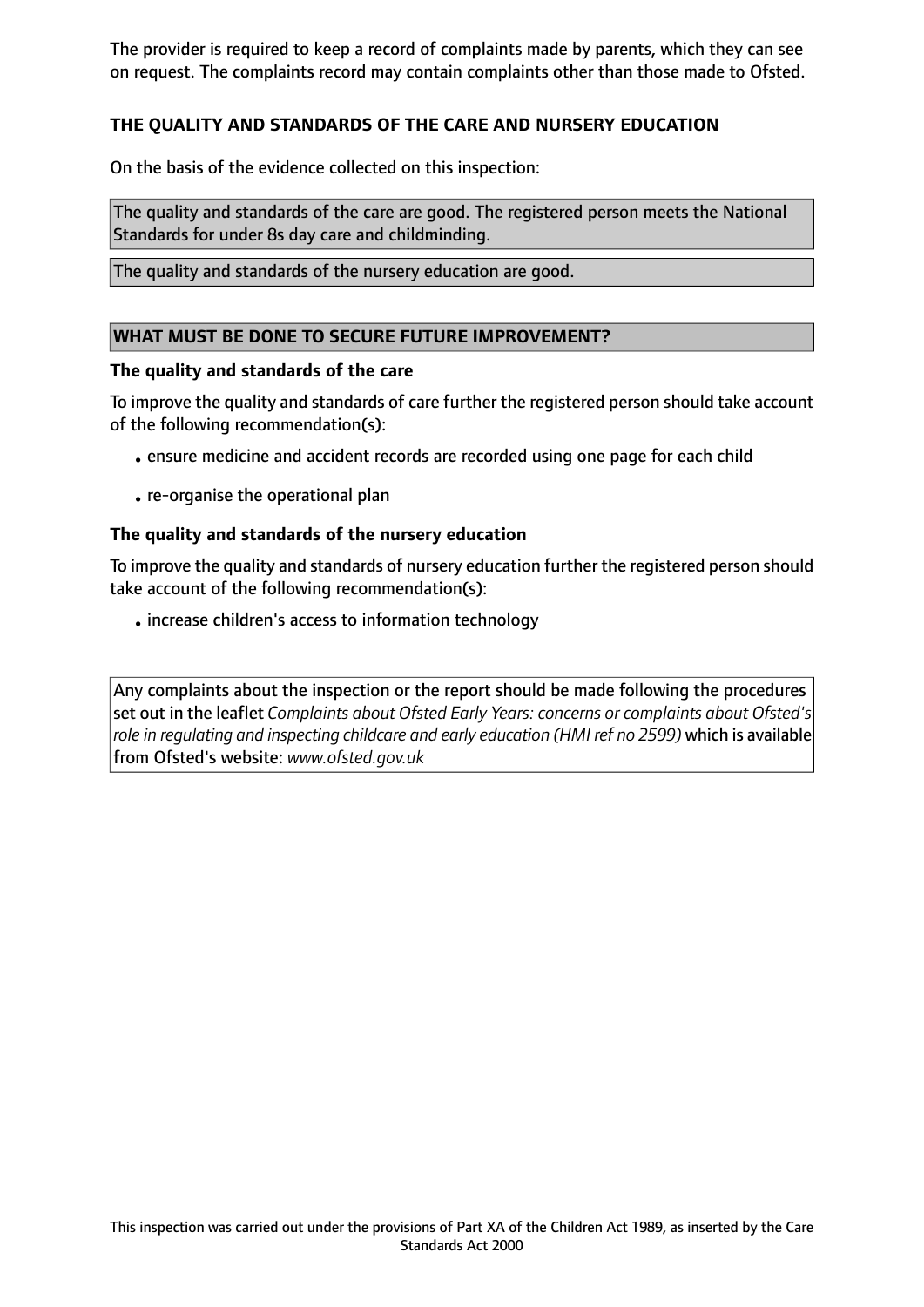The provider is required to keep a record of complaints made by parents, which they can see on request. The complaints record may contain complaints other than those made to Ofsted.

## THE QUALITY AND STANDARDS OF THE CARE AND NURSERY EDUCATION

On the basis of the evidence collected on this inspection:

The quality and standards of the care are good. The registered person meets the National Standards for under 8s day care and childminding.

The quality and standards of the nursery education are good.

## WHAT MUST BE DONE TO SECURE FUTURE IMPROVEMENT?

### The quality and standards of the care

To improve the quality and standards of care further the registered person should take account of the following recommendation(s):

- ensure medicine and accident records are recorded using one page for each child
- re-organise the operational plan

### The quality and standards of the nursery education

To improve the quality and standards of nursery education further the registered person should take account of the following recommendation(s):

- increase children's access to information technology

Any complaints about the inspection or the report should be made following the procedures set out in the leaflet *Complaints about Ofsted Early Years: concerns or complaints about Ofsted's role in regulating and inspecting childcare and early education (HMI ref no 2599)* which is available from Ofsted's website: *www.ofsted.gov.uk*

This inspection was carried out under the provisions of Part XA of the Children Act 1989, as inserted by the Care Standards Act 2000